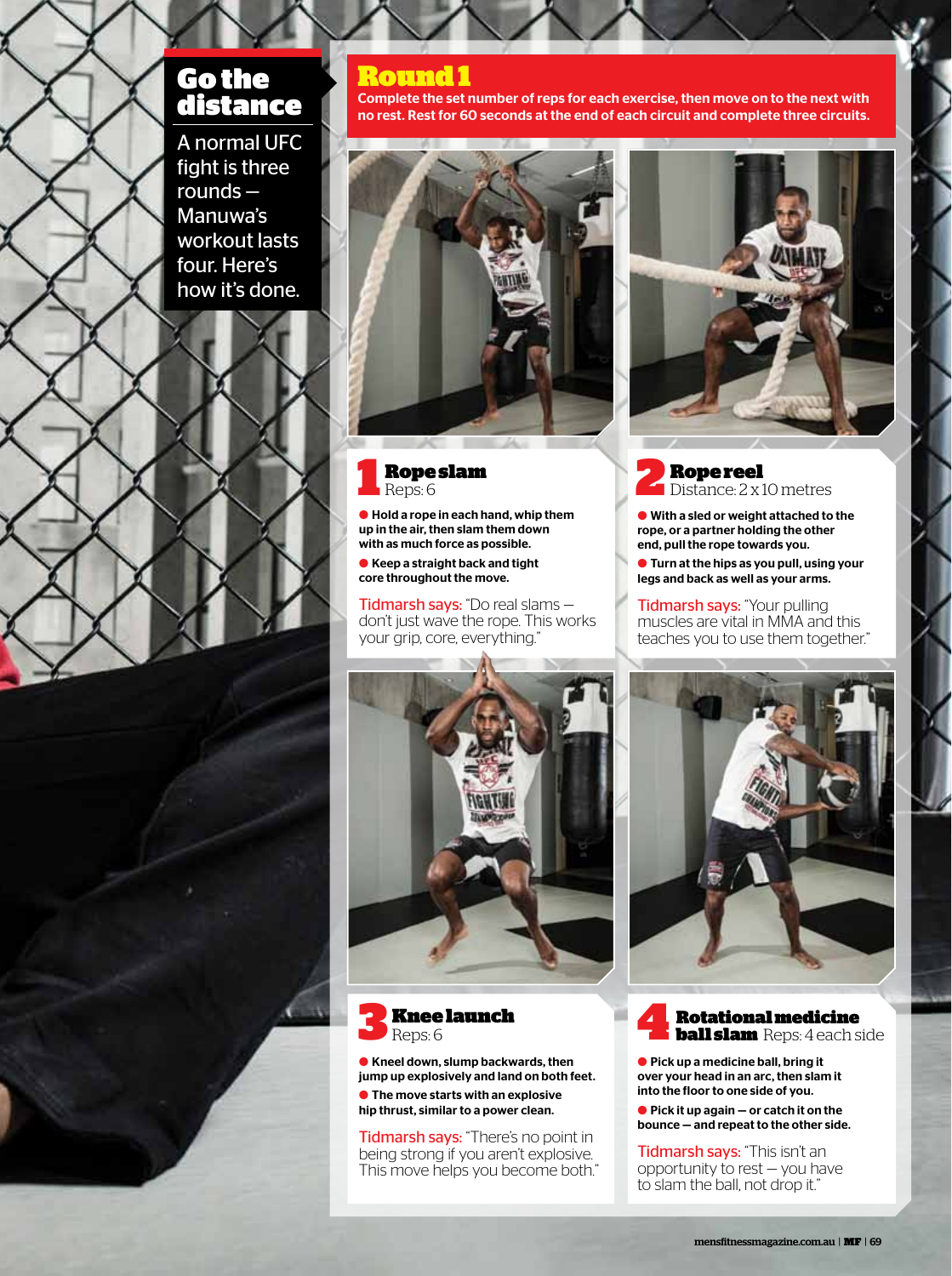## Go the distance

A normal UFC fight is three rounds – Manuwa's workout lasts four. Here's how it's done.

## Round 1

**Complete the set number of reps for each exercise, then move on to the next with no rest. Rest for 60 seconds at the end of each circuit and complete three circuits.**

### 1 Rope slam

Reps: 6

- **Hold a rope in each hand, whip them up in the air, then slam them down with as much force as possible.**
- **Keep a straight back and tight core throughout the move.**

Tidmarsh says: "Do real slams – don't just wave the rope. This works your grip, core, everything."

### 2 Rope reel

Distance: 2 x 10 metres

- **With a sled or weight attached to the rope, or a partner holding the other end, pull the rope towards you.**
- **Turn at the hips as you pull, using your legs and back as well as your arms.**

Tidmarsh says: "Your pulling muscles are vital in MMA and this teaches you to use them together."

### 3 Knee launch

Reps: 6

- **Kneel down, slump backwards, then jump up explosively and land on both feet.**
- **The move starts with an explosive hip thrust, similar to a power clean.**

Tidmarsh says: "There's no point in being strong if you aren't explosive. This move helps you become both."

### 4 Rotational medicine ball slam

Reps: 4 each side

- **Pick up a medicine ball, bring it over your head in an arc, then slam it into the floor to one side of you.**
- **Pick it up again – or catch it on the bounce – and repeat to the other side.**

Tidmarsh says: "This isn't an opportunity to rest – you have to slam the ball, not drop it."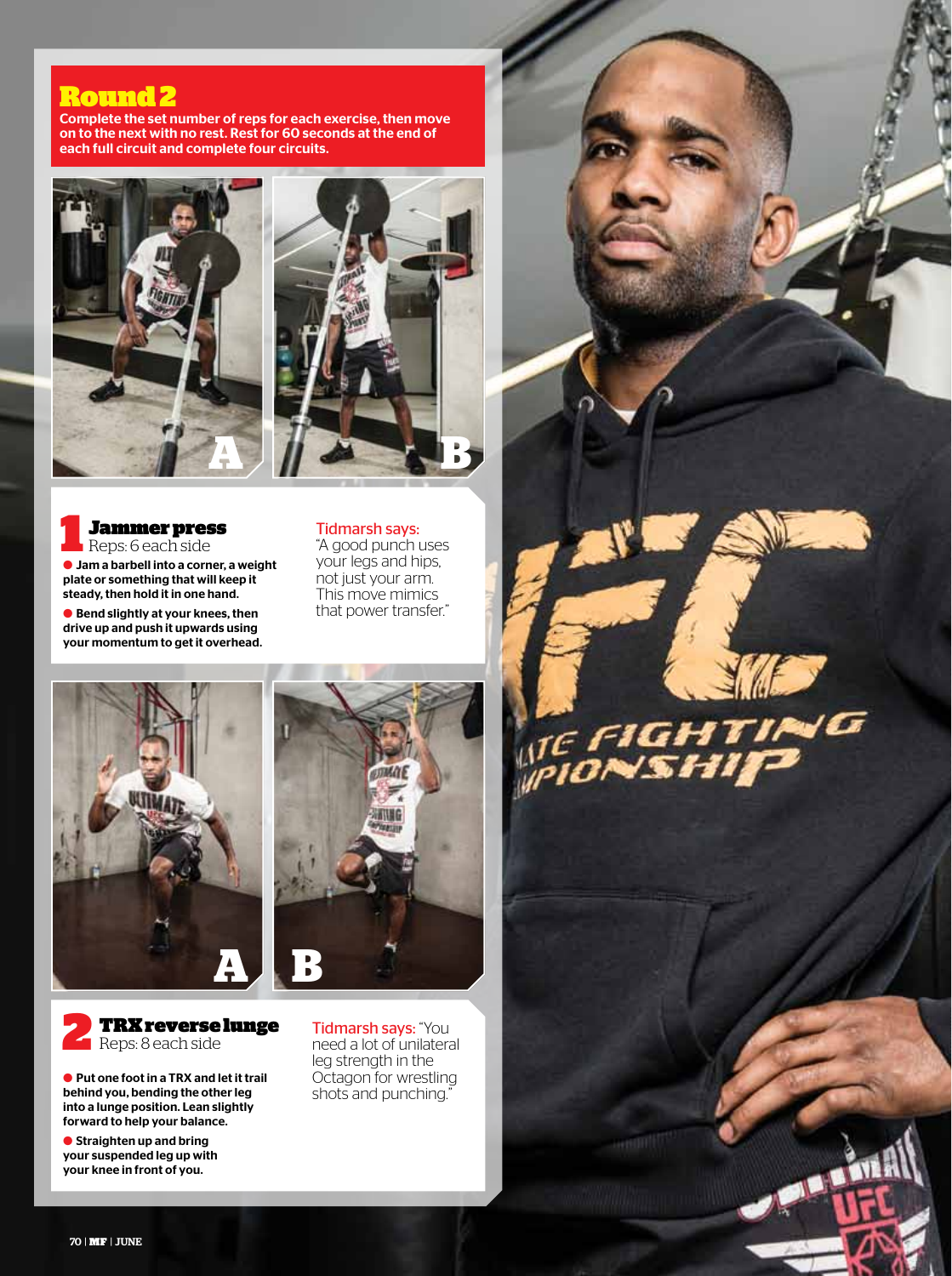## Round 2

Complete the set number of reps for each exercise, then move on to the next with no rest. Rest for 60 seconds at the end of each full circuit and complete four circuits.

### 1 Jammer press

Reps: 6 each side

- Jam a barbell into a corner, a weight plate or something that will keep it steady, then hold it in one hand.
- Bend slightly at your knees, then drive up and push it upwards using your momentum to get it overhead.

Tidmarsh says: "A good punch uses your legs and hips, not just your arm. This move mimics that power transfer."

### 2 TRX reverse lunge

Reps: 8 each side

- Put one foot in a TRX and let it trail behind you, bending the other leg into a lunge position. Lean slightly forward to help your balance.
- Straighten up and bring your suspended leg up with your knee in front of you.

Tidmarsh says: "You need a lot of unilateral leg strength in the Octagon for wrestling shots and punching."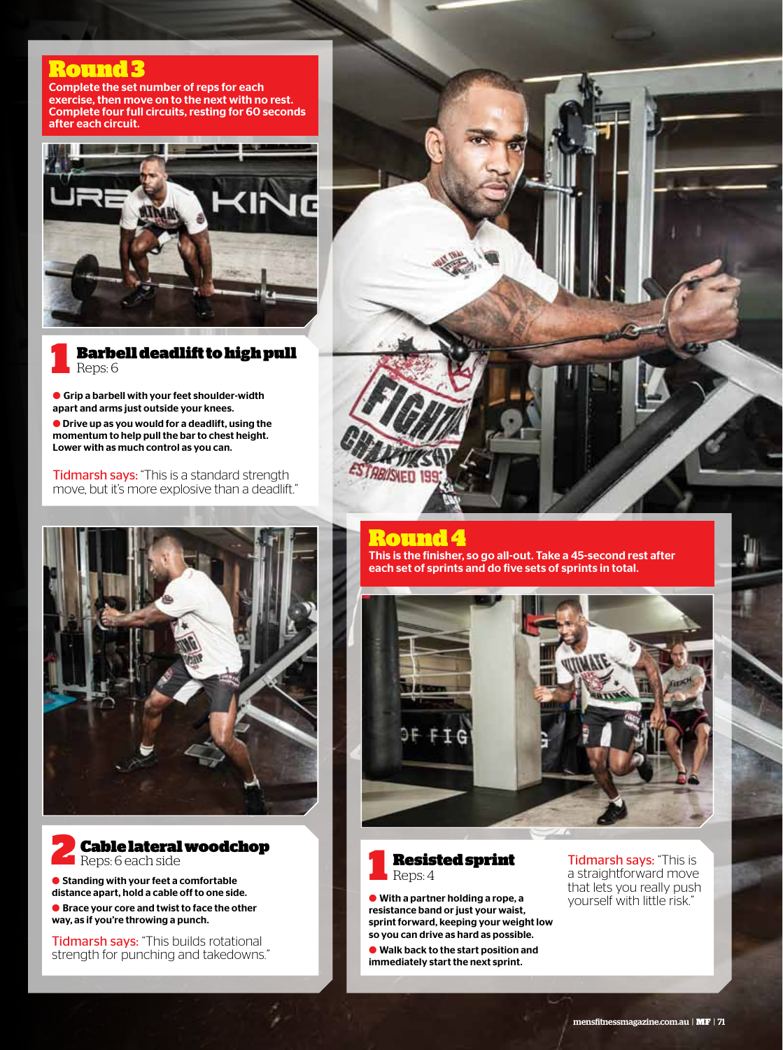## Round 3

**Complete the set number of reps for each exercise, then move on to the next with no rest. Complete four full circuits, resting for 60 seconds after each circuit.**

### 1 Barbell deadlift to high pull

Reps: 6

- **Grip a barbell with your feet shoulder-width apart and arms just outside your knees.**
- **Drive up as you would for a deadlift, using the momentum to help pull the bar to chest height. Lower with as much control as you can.**

Tidmarsh says: "This is a standard strength move, but it's more explosive than a deadlift."

### 2 Cable lateral woodchop

Reps: 6 each side

- **Standing with your feet a comfortable distance apart, hold a cable off to one side.**
- **Brace your core and twist to face the other way, as if you're throwing a punch.**

Tidmarsh says: "This builds rotational strength for punching and takedowns."

## Round 4

**This is the finisher, so go all-out. Take a 45-second rest after each set of sprints and do five sets of sprints in total.**

### 1 Resisted sprint

Reps: 4

- **With a partner holding a rope, a resistance band or just your waist, sprint forward, keeping your weight low so you can drive as hard as possible.**
- **Walk back to the start position and immediately start the next sprint.**

Tidmarsh says: "This is a straightforward move that lets you really push yourself with little risk."